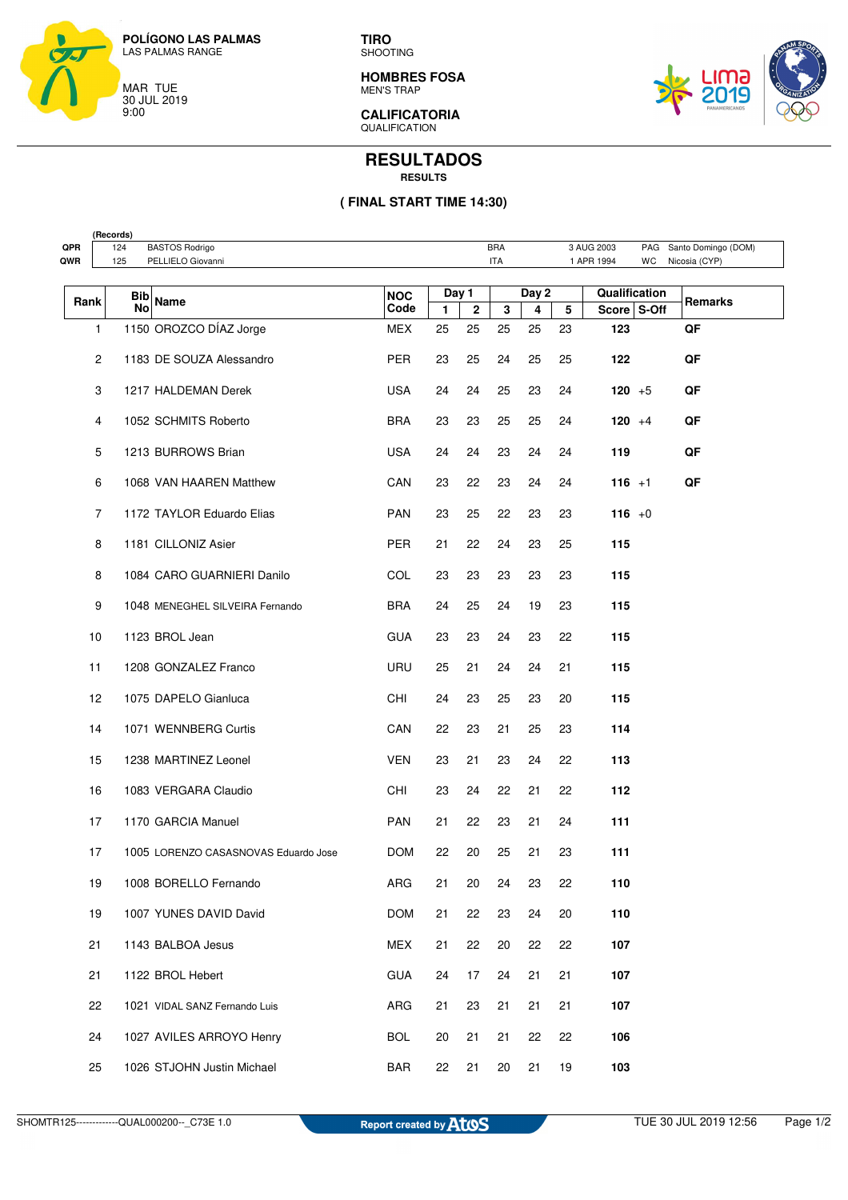**POLÍGONO LAS PALMAS**
LAS PALMAS RANGE

MAR TUE
30 JUL 2019
9:00

**TIRO**
SHOOTING

**HOMBRES FOSA**
MEN'S TRAP

**CALIFICATORIA**
QUALIFICATION

# RESULTADOS
**RESULTS**

**( FINAL START TIME 14:30)**

(Records)

| | | | | | | |
|---|---|---|---|---|---|---|
| QPR | 124 | BASTOS Rodrigo | BRA | 3 AUG 2003 | PAG | Santo Domingo (DOM) |
| QWR | 125 | PELLIELO Giovanni | ITA | 1 APR 1994 | WC | Nicosia (CYP) |

| Rank | Bib No | Name | NOC Code | Day 1 | | Day 2 | | | Qualification | | Remarks |
|---|---|---|---|---|---|---|---|---|---|---|---|
| | | | | 1 | 2 | 3 | 4 | 5 | Score | S-Off | |
| 1 | 1150 | OROZCO DÍAZ Jorge | MEX | 25 | 25 | 25 | 25 | 23 | **123** | | **QF** |
| 2 | 1183 | DE SOUZA Alessandro | PER | 23 | 25 | 24 | 25 | 25 | **122** | | **QF** |
| 3 | 1217 | HALDEMAN Derek | USA | 24 | 24 | 25 | 23 | 24 | **120** | +5 | **QF** |
| 4 | 1052 | SCHMITS Roberto | BRA | 23 | 23 | 25 | 25 | 24 | **120** | +4 | **QF** |
| 5 | 1213 | BURROWS Brian | USA | 24 | 24 | 23 | 24 | 24 | **119** | | **QF** |
| 6 | 1068 | VAN HAAREN Matthew | CAN | 23 | 22 | 23 | 24 | 24 | **116** | +1 | **QF** |
| 7 | 1172 | TAYLOR Eduardo Elias | PAN | 23 | 25 | 22 | 23 | 23 | **116** | +0 | |
| 8 | 1181 | CILLONIZ Asier | PER | 21 | 22 | 24 | 23 | 25 | **115** | | |
| 8 | 1084 | CARO GUARNIERI Danilo | COL | 23 | 23 | 23 | 23 | 23 | **115** | | |
| 9 | 1048 | MENEGHEL SILVEIRA Fernando | BRA | 24 | 25 | 24 | 19 | 23 | **115** | | |
| 10 | 1123 | BROL Jean | GUA | 23 | 23 | 24 | 23 | 22 | **115** | | |
| 11 | 1208 | GONZALEZ Franco | URU | 25 | 21 | 24 | 24 | 21 | **115** | | |
| 12 | 1075 | DAPELO Gianluca | CHI | 24 | 23 | 25 | 23 | 20 | **115** | | |
| 14 | 1071 | WENNBERG Curtis | CAN | 22 | 23 | 21 | 25 | 23 | **114** | | |
| 15 | 1238 | MARTINEZ Leonel | VEN | 23 | 21 | 23 | 24 | 22 | **113** | | |
| 16 | 1083 | VERGARA Claudio | CHI | 23 | 24 | 22 | 21 | 22 | **112** | | |
| 17 | 1170 | GARCIA Manuel | PAN | 21 | 22 | 23 | 21 | 24 | **111** | | |
| 17 | 1005 | LORENZO CASASNOVAS Eduardo Jose | DOM | 22 | 20 | 25 | 21 | 23 | **111** | | |
| 19 | 1008 | BORELLO Fernando | ARG | 21 | 20 | 24 | 23 | 22 | **110** | | |
| 19 | 1007 | YUNES DAVID David | DOM | 21 | 22 | 23 | 24 | 20 | **110** | | |
| 21 | 1143 | BALBOA Jesus | MEX | 21 | 22 | 20 | 22 | 22 | **107** | | |
| 21 | 1122 | BROL Hebert | GUA | 24 | 17 | 24 | 21 | 21 | **107** | | |
| 22 | 1021 | VIDAL SANZ Fernando Luis | ARG | 21 | 23 | 21 | 21 | 21 | **107** | | |
| 24 | 1027 | AVILES ARROYO Henry | BOL | 20 | 21 | 21 | 22 | 22 | **106** | | |
| 25 | 1026 | STJOHN Justin Michael | BAR | 22 | 21 | 20 | 21 | 19 | **103** | | |

SHOMTR125------------QUAL000200--_C73E 1.0 Report created by Atos TUE 30 JUL 2019 12:56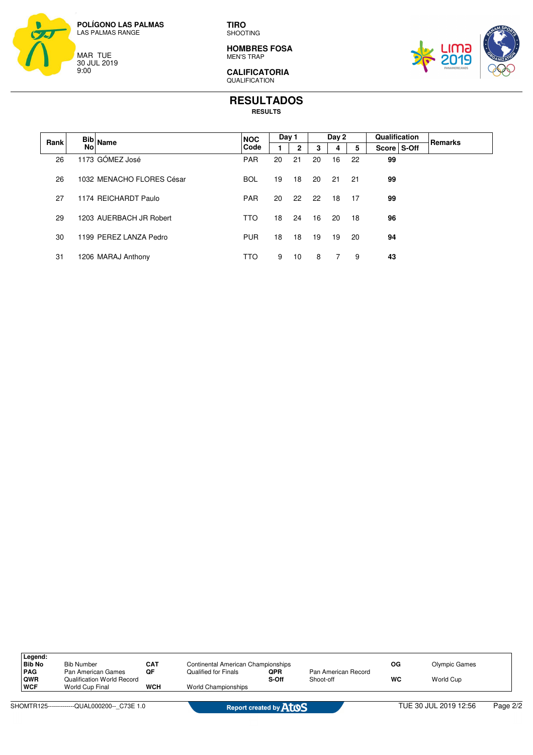**POLÍGONO LAS PALMAS**
LAS PALMAS RANGE

MAR TUE
30 JUL 2019
9:00

**TIRO**
SHOOTING

**HOMBRES FOSA**
MEN'S TRAP

**CALIFICATORIA**
QUALIFICATION

# RESULTADOS
**RESULTS**

| Rank | Bib No | Name | NOC Code | Day 1 | | Day 2 | | | Qualification | | Remarks |
|---|---|---|---|---|---|---|---|---|---|---|---|
| | | | | 1 | 2 | 3 | 4 | 5 | Score | S-Off | |
| 26 | 1173 | GÓMEZ José | PAR | 20 | 21 | 20 | 16 | 22 | 99 | | |
| 26 | 1032 | MENACHO FLORES César | BOL | 19 | 18 | 20 | 21 | 21 | 99 | | |
| 27 | 1174 | REICHARDT Paulo | PAR | 20 | 22 | 22 | 18 | 17 | 99 | | |
| 29 | 1203 | AUERBACH JR Robert | TTO | 18 | 24 | 16 | 20 | 18 | 96 | | |
| 30 | 1199 | PEREZ LANZA Pedro | PUR | 18 | 18 | 19 | 19 | 20 | 94 | | |
| 31 | 1206 | MARAJ Anthony | TTO | 9 | 10 | 8 | 7 | 9 | 43 | | |

**Legend:**

| | | | | | | | |
|---|---|---|---|---|---|---|---|
| **Bib No** | Bib Number | **CAT** | Continental American Championships | | | **OG** | Olympic Games |
| **PAG** | Pan American Games | **QF** | Qualified for Finals | **QPR** | Pan American Record | | |
| **QWR** | Qualification World Record | | | **S-Off** | Shoot-off | **WC** | World Cup |
| **WCF** | World Cup Final | **WCH** | World Championships | | | | |

SHOMTR125-------------QUAL000200--_C73E 1.0 Report created by Atos TUE 30 JUL 2019 12:56